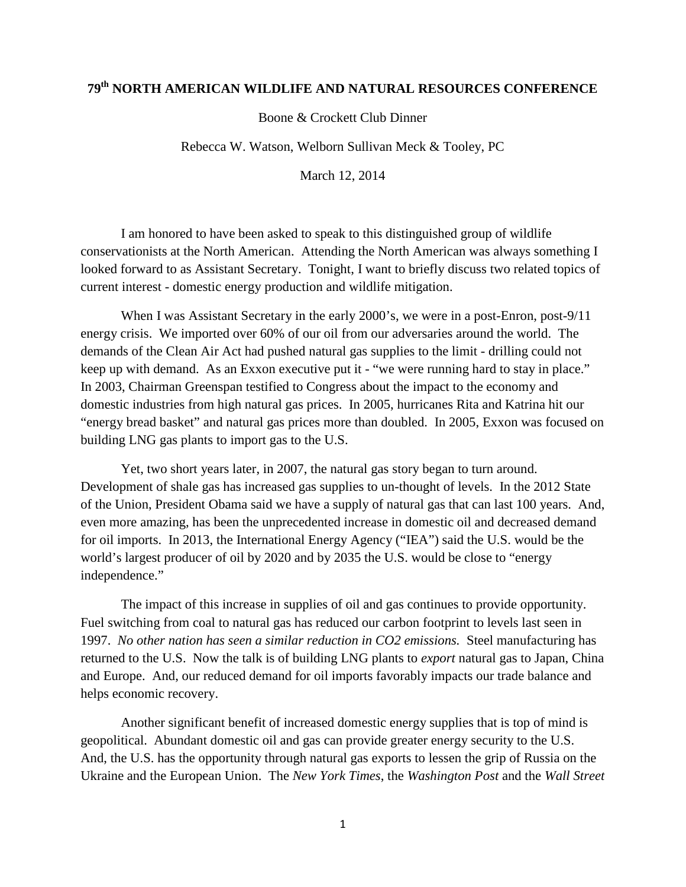# 79th NORTH AMERICAN WILDLIFE AND NATURAL RESOURCES CONFERENCE

Boone & Crockett Club Dinner

Rebecca W. Watson, Welborn Sullivan Meck & Tooley, PC

March 12, 2014

I am honored to have been asked to speak to this distinguished group of wildlife conservationists at the North American. Attending the North American was always something I looked forward to as Assistant Secretary. Tonight, I want to briefly discuss two related topics of current interest - domestic energy production and wildlife mitigation.

When I was Assistant Secretary in the early 2000's, we were in a post-Enron, post-9/11 energy crisis. We imported over 60% of our oil from our adversaries around the world. The demands of the Clean Air Act had pushed natural gas supplies to the limit - drilling could not keep up with demand. As an Exxon executive put it - "we were running hard to stay in place." In 2003, Chairman Greenspan testified to Congress about the impact to the economy and domestic industries from high natural gas prices. In 2005, hurricanes Rita and Katrina hit our "energy bread basket" and natural gas prices more than doubled. In 2005, Exxon was focused on building LNG gas plants to import gas to the U.S.

Yet, two short years later, in 2007, the natural gas story began to turn around. Development of shale gas has increased gas supplies to un-thought of levels. In the 2012 State of the Union, President Obama said we have a supply of natural gas that can last 100 years. And, even more amazing, has been the unprecedented increase in domestic oil and decreased demand for oil imports. In 2013, the International Energy Agency ("IEA") said the U.S. would be the world's largest producer of oil by 2020 and by 2035 the U.S. would be close to "energy independence."

The impact of this increase in supplies of oil and gas continues to provide opportunity. Fuel switching from coal to natural gas has reduced our carbon footprint to levels last seen in 1997. *No other nation has seen a similar reduction in CO2 emissions.* Steel manufacturing has returned to the U.S. Now the talk is of building LNG plants to *export* natural gas to Japan, China and Europe. And, our reduced demand for oil imports favorably impacts our trade balance and helps economic recovery.

Another significant benefit of increased domestic energy supplies that is top of mind is geopolitical. Abundant domestic oil and gas can provide greater energy security to the U.S. And, the U.S. has the opportunity through natural gas exports to lessen the grip of Russia on the Ukraine and the European Union. The *New York Times*, the *Washington Post* and the *Wall Street*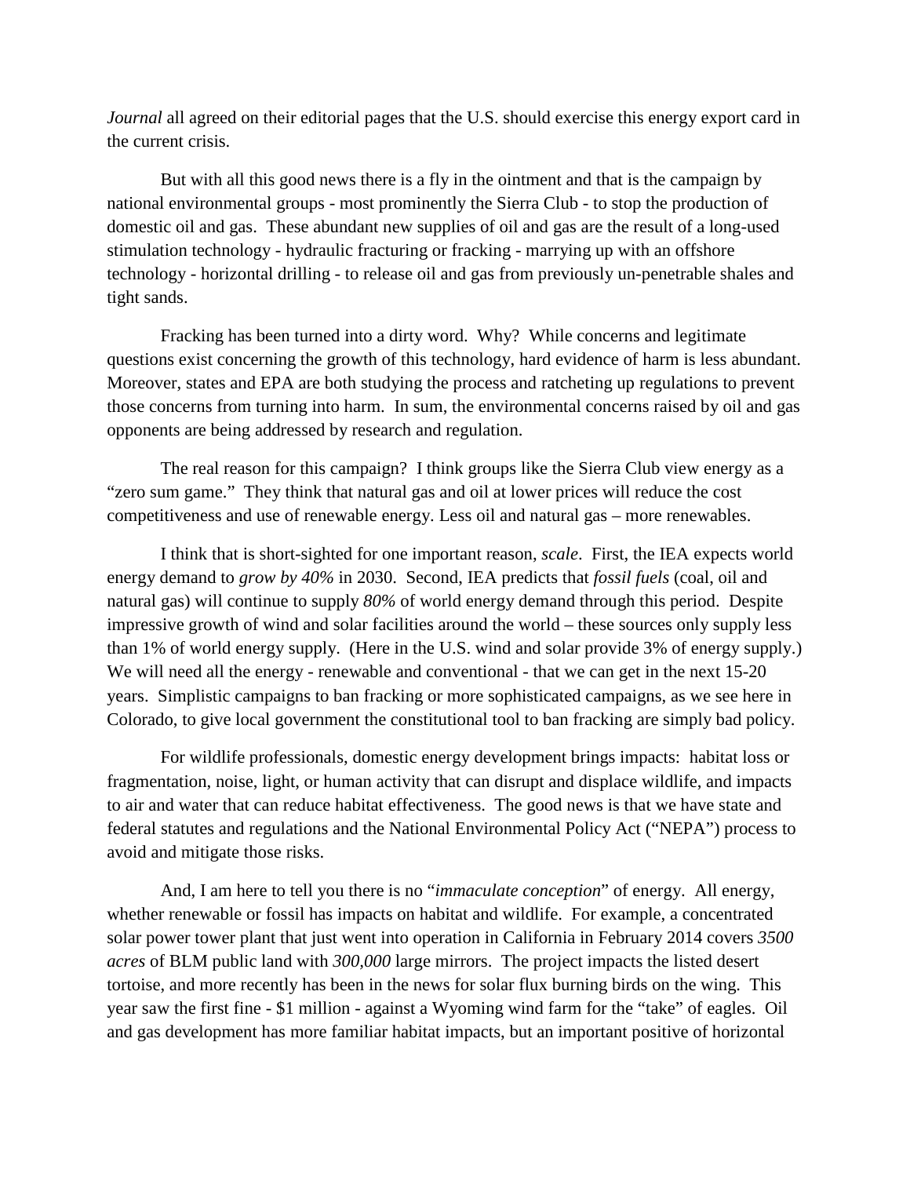*Journal* all agreed on their editorial pages that the U.S. should exercise this energy export card in the current crisis.

But with all this good news there is a fly in the ointment and that is the campaign by national environmental groups - most prominently the Sierra Club - to stop the production of domestic oil and gas. These abundant new supplies of oil and gas are the result of a long-used stimulation technology - hydraulic fracturing or fracking - marrying up with an offshore technology - horizontal drilling - to release oil and gas from previously un-penetrable shales and tight sands.

Fracking has been turned into a dirty word. Why? While concerns and legitimate questions exist concerning the growth of this technology, hard evidence of harm is less abundant. Moreover, states and EPA are both studying the process and ratcheting up regulations to prevent those concerns from turning into harm. In sum, the environmental concerns raised by oil and gas opponents are being addressed by research and regulation.

The real reason for this campaign? I think groups like the Sierra Club view energy as a "zero sum game." They think that natural gas and oil at lower prices will reduce the cost competitiveness and use of renewable energy. Less oil and natural gas – more renewables.

I think that is short-sighted for one important reason, *scale*. First, the IEA expects world energy demand to *grow by 40%* in 2030. Second, IEA predicts that *fossil fuels* (coal, oil and natural gas) will continue to supply *80%* of world energy demand through this period. Despite impressive growth of wind and solar facilities around the world – these sources only supply less than 1% of world energy supply. (Here in the U.S. wind and solar provide 3% of energy supply.) We will need all the energy - renewable and conventional - that we can get in the next 15-20 years. Simplistic campaigns to ban fracking or more sophisticated campaigns, as we see here in Colorado, to give local government the constitutional tool to ban fracking are simply bad policy.

For wildlife professionals, domestic energy development brings impacts: habitat loss or fragmentation, noise, light, or human activity that can disrupt and displace wildlife, and impacts to air and water that can reduce habitat effectiveness. The good news is that we have state and federal statutes and regulations and the National Environmental Policy Act ("NEPA") process to avoid and mitigate those risks.

And, I am here to tell you there is no "*immaculate conception*" of energy. All energy, whether renewable or fossil has impacts on habitat and wildlife. For example, a concentrated solar power tower plant that just went into operation in California in February 2014 covers *3500 acres* of BLM public land with *300,000* large mirrors. The project impacts the listed desert tortoise, and more recently has been in the news for solar flux burning birds on the wing. This year saw the first fine - $1 million - against a Wyoming wind farm for the "take" of eagles. Oil and gas development has more familiar habitat impacts, but an important positive of horizontal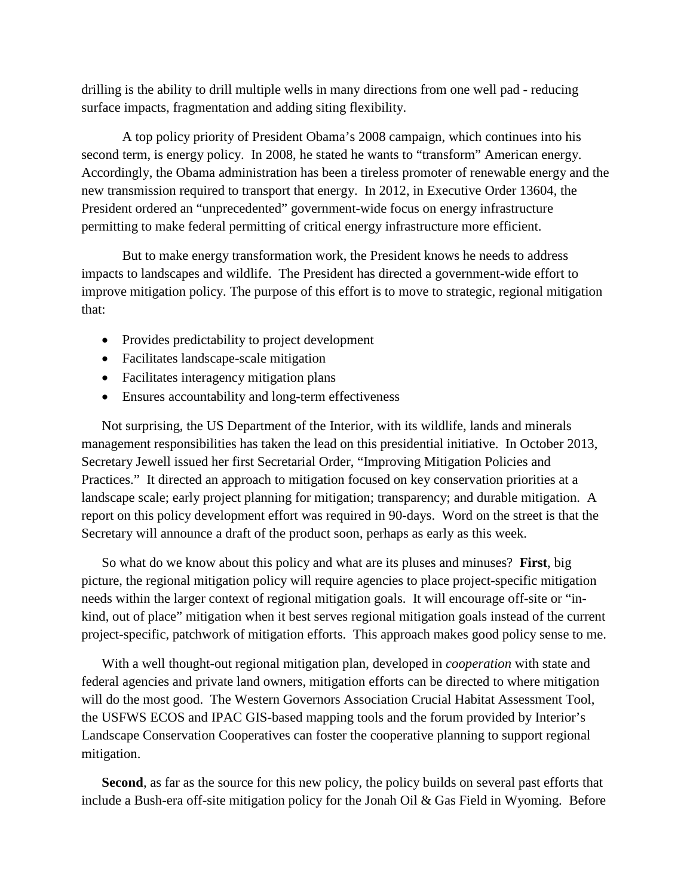drilling is the ability to drill multiple wells in many directions from one well pad - reducing surface impacts, fragmentation and adding siting flexibility.

A top policy priority of President Obama's 2008 campaign, which continues into his second term, is energy policy. In 2008, he stated he wants to "transform" American energy. Accordingly, the Obama administration has been a tireless promoter of renewable energy and the new transmission required to transport that energy. In 2012, in Executive Order 13604, the President ordered an "unprecedented" government-wide focus on energy infrastructure permitting to make federal permitting of critical energy infrastructure more efficient.

But to make energy transformation work, the President knows he needs to address impacts to landscapes and wildlife. The President has directed a government-wide effort to improve mitigation policy. The purpose of this effort is to move to strategic, regional mitigation that:

- Provides predictability to project development
- Facilitates landscape-scale mitigation
- Facilitates interagency mitigation plans
- Ensures accountability and long-term effectiveness

Not surprising, the US Department of the Interior, with its wildlife, lands and minerals management responsibilities has taken the lead on this presidential initiative. In October 2013, Secretary Jewell issued her first Secretarial Order, "Improving Mitigation Policies and Practices." It directed an approach to mitigation focused on key conservation priorities at a landscape scale; early project planning for mitigation; transparency; and durable mitigation. A report on this policy development effort was required in 90-days. Word on the street is that the Secretary will announce a draft of the product soon, perhaps as early as this week.

So what do we know about this policy and what are its pluses and minuses? **First**, big picture, the regional mitigation policy will require agencies to place project-specific mitigation needs within the larger context of regional mitigation goals. It will encourage off-site or "in-kind, out of place" mitigation when it best serves regional mitigation goals instead of the current project-specific, patchwork of mitigation efforts. This approach makes good policy sense to me.

With a well thought-out regional mitigation plan, developed in *cooperation* with state and federal agencies and private land owners, mitigation efforts can be directed to where mitigation will do the most good. The Western Governors Association Crucial Habitat Assessment Tool, the USFWS ECOS and IPAC GIS-based mapping tools and the forum provided by Interior's Landscape Conservation Cooperatives can foster the cooperative planning to support regional mitigation.

**Second**, as far as the source for this new policy, the policy builds on several past efforts that include a Bush-era off-site mitigation policy for the Jonah Oil & Gas Field in Wyoming. Before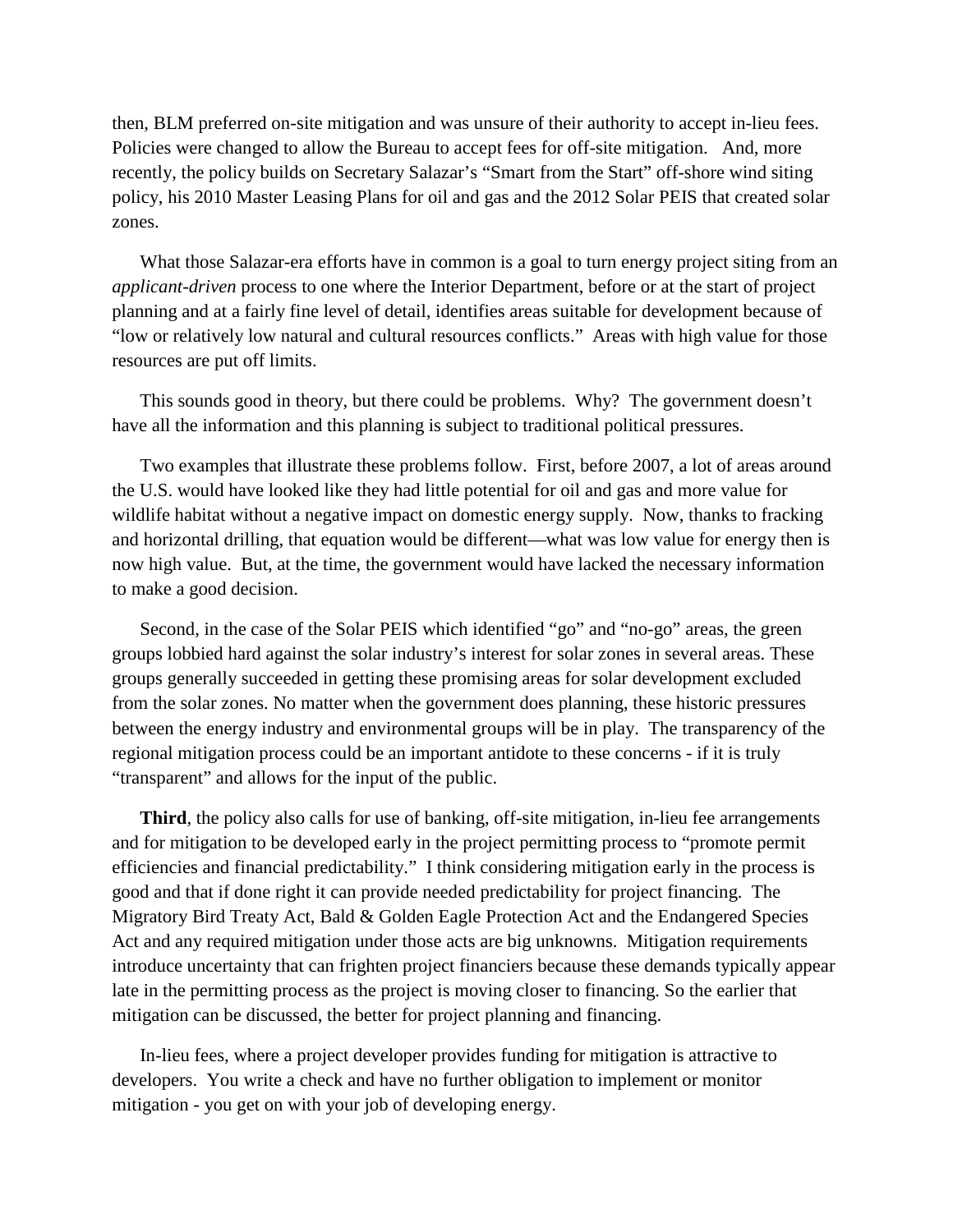then, BLM preferred on-site mitigation and was unsure of their authority to accept in-lieu fees. Policies were changed to allow the Bureau to accept fees for off-site mitigation. And, more recently, the policy builds on Secretary Salazar's "Smart from the Start" off-shore wind siting policy, his 2010 Master Leasing Plans for oil and gas and the 2012 Solar PEIS that created solar zones.

What those Salazar-era efforts have in common is a goal to turn energy project siting from an *applicant-driven* process to one where the Interior Department, before or at the start of project planning and at a fairly fine level of detail, identifies areas suitable for development because of "low or relatively low natural and cultural resources conflicts." Areas with high value for those resources are put off limits.

This sounds good in theory, but there could be problems. Why? The government doesn't have all the information and this planning is subject to traditional political pressures.

Two examples that illustrate these problems follow. First, before 2007, a lot of areas around the U.S. would have looked like they had little potential for oil and gas and more value for wildlife habitat without a negative impact on domestic energy supply. Now, thanks to fracking and horizontal drilling, that equation would be different—what was low value for energy then is now high value. But, at the time, the government would have lacked the necessary information to make a good decision.

Second, in the case of the Solar PEIS which identified "go" and "no-go" areas, the green groups lobbied hard against the solar industry's interest for solar zones in several areas. These groups generally succeeded in getting these promising areas for solar development excluded from the solar zones. No matter when the government does planning, these historic pressures between the energy industry and environmental groups will be in play. The transparency of the regional mitigation process could be an important antidote to these concerns - if it is truly "transparent" and allows for the input of the public.

**Third**, the policy also calls for use of banking, off-site mitigation, in-lieu fee arrangements and for mitigation to be developed early in the project permitting process to "promote permit efficiencies and financial predictability." I think considering mitigation early in the process is good and that if done right it can provide needed predictability for project financing. The Migratory Bird Treaty Act, Bald & Golden Eagle Protection Act and the Endangered Species Act and any required mitigation under those acts are big unknowns. Mitigation requirements introduce uncertainty that can frighten project financiers because these demands typically appear late in the permitting process as the project is moving closer to financing. So the earlier that mitigation can be discussed, the better for project planning and financing.

In-lieu fees, where a project developer provides funding for mitigation is attractive to developers. You write a check and have no further obligation to implement or monitor mitigation - you get on with your job of developing energy.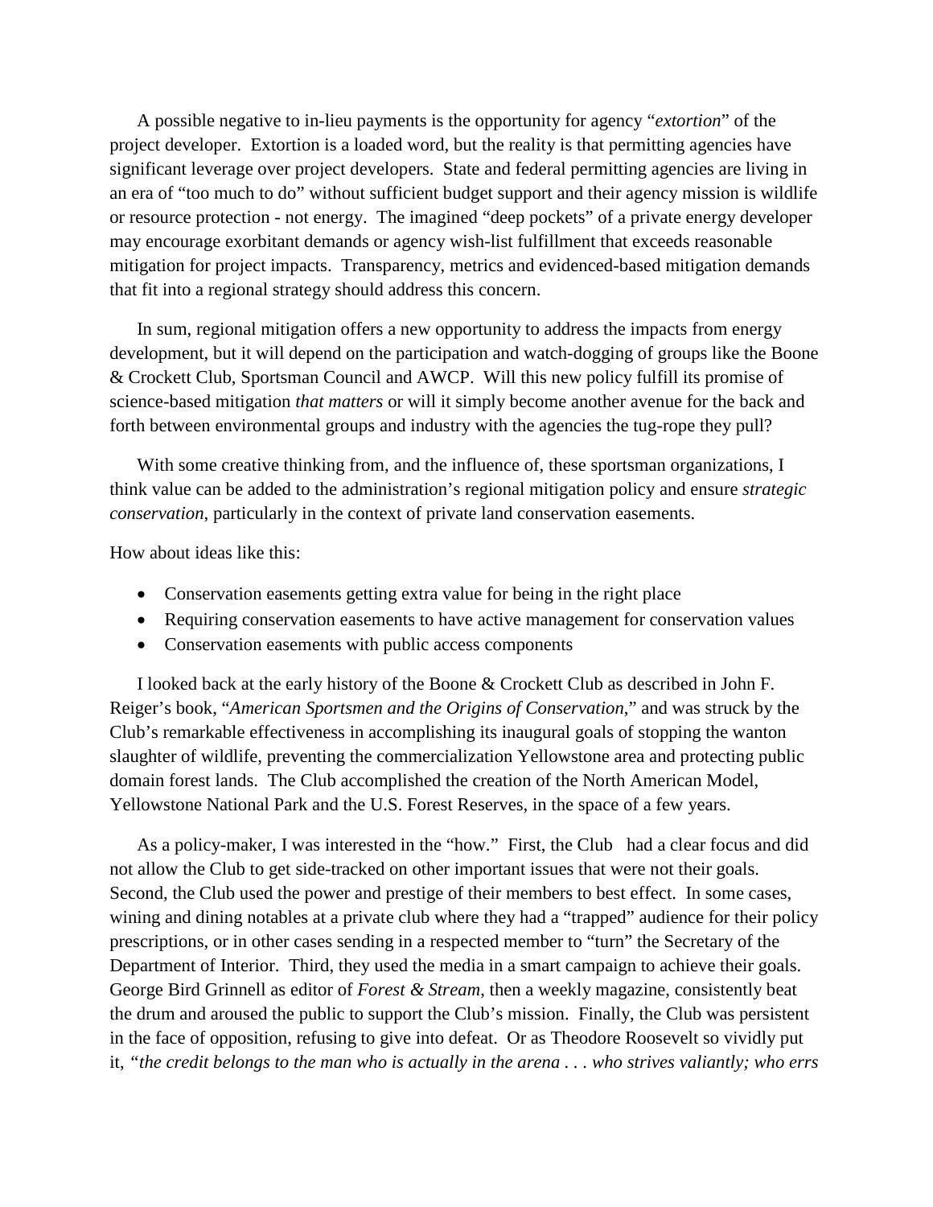A possible negative to in-lieu payments is the opportunity for agency "*extortion*" of the project developer. Extortion is a loaded word, but the reality is that permitting agencies have significant leverage over project developers. State and federal permitting agencies are living in an era of "too much to do" without sufficient budget support and their agency mission is wildlife or resource protection - not energy. The imagined "deep pockets" of a private energy developer may encourage exorbitant demands or agency wish-list fulfillment that exceeds reasonable mitigation for project impacts. Transparency, metrics and evidenced-based mitigation demands that fit into a regional strategy should address this concern.

In sum, regional mitigation offers a new opportunity to address the impacts from energy development, but it will depend on the participation and watch-dogging of groups like the Boone & Crockett Club, Sportsman Council and AWCP. Will this new policy fulfill its promise of science-based mitigation *that matters* or will it simply become another avenue for the back and forth between environmental groups and industry with the agencies the tug-rope they pull?

With some creative thinking from, and the influence of, these sportsman organizations, I think value can be added to the administration's regional mitigation policy and ensure *strategic conservation*, particularly in the context of private land conservation easements.

How about ideas like this:

- Conservation easements getting extra value for being in the right place
- Requiring conservation easements to have active management for conservation values
- Conservation easements with public access components

I looked back at the early history of the Boone & Crockett Club as described in John F. Reiger's book, "*American Sportsmen and the Origins of Conservation*," and was struck by the Club's remarkable effectiveness in accomplishing its inaugural goals of stopping the wanton slaughter of wildlife, preventing the commercialization Yellowstone area and protecting public domain forest lands. The Club accomplished the creation of the North American Model, Yellowstone National Park and the U.S. Forest Reserves, in the space of a few years.

As a policy-maker, I was interested in the "how." First, the Club had a clear focus and did not allow the Club to get side-tracked on other important issues that were not their goals. Second, the Club used the power and prestige of their members to best effect. In some cases, wining and dining notables at a private club where they had a "trapped" audience for their policy prescriptions, or in other cases sending in a respected member to "turn" the Secretary of the Department of Interior. Third, they used the media in a smart campaign to achieve their goals. George Bird Grinnell as editor of *Forest & Stream*, then a weekly magazine, consistently beat the drum and aroused the public to support the Club's mission. Finally, the Club was persistent in the face of opposition, refusing to give into defeat. Or as Theodore Roosevelt so vividly put it, "*the credit belongs to the man who is actually in the arena . . . who strives valiantly; who errs*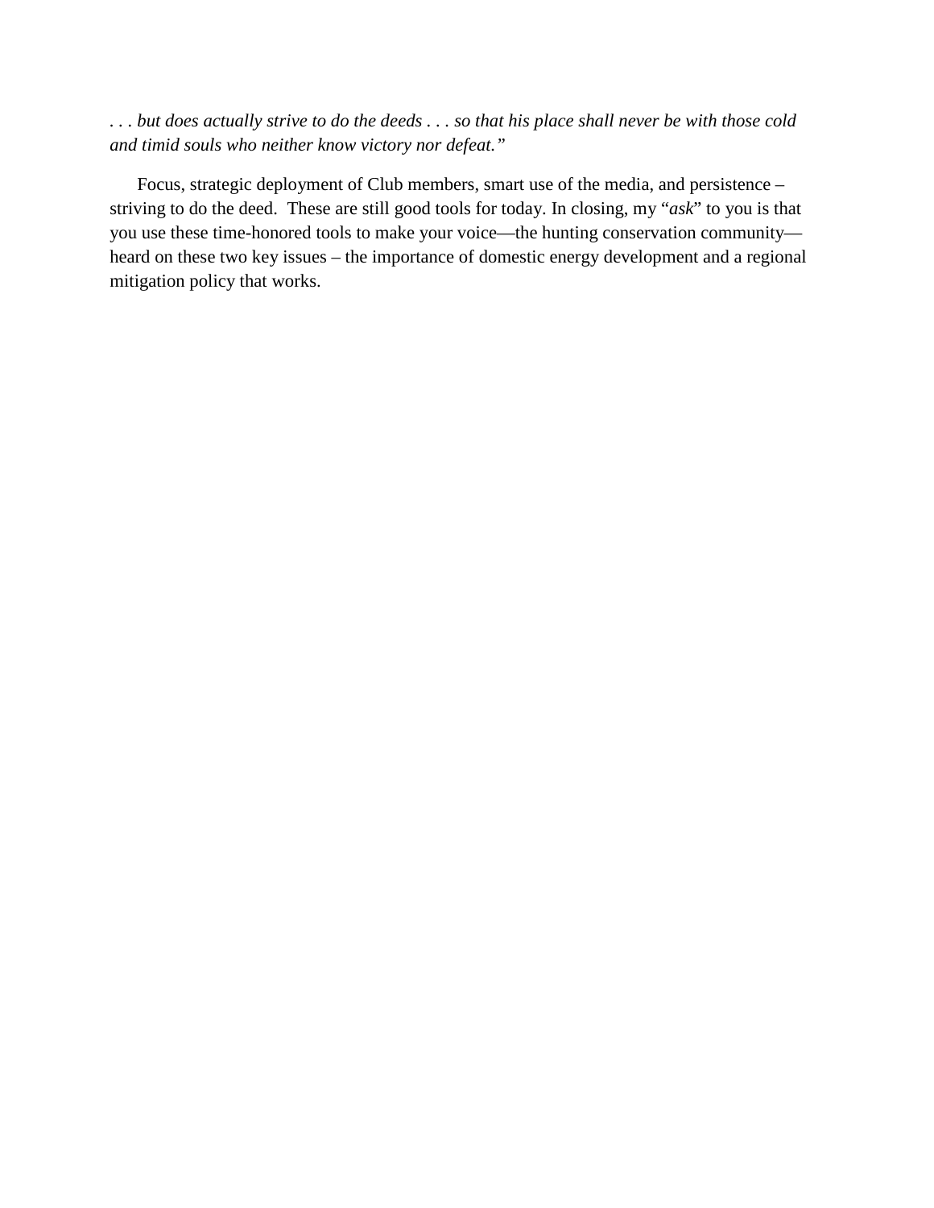*. . . but does actually strive to do the deeds . . . so that his place shall never be with those cold and timid souls who neither know victory nor defeat."*

Focus, strategic deployment of Club members, smart use of the media, and persistence – striving to do the deed. These are still good tools for today. In closing, my "*ask*" to you is that you use these time-honored tools to make your voice—the hunting conservation community—heard on these two key issues – the importance of domestic energy development and a regional mitigation policy that works.